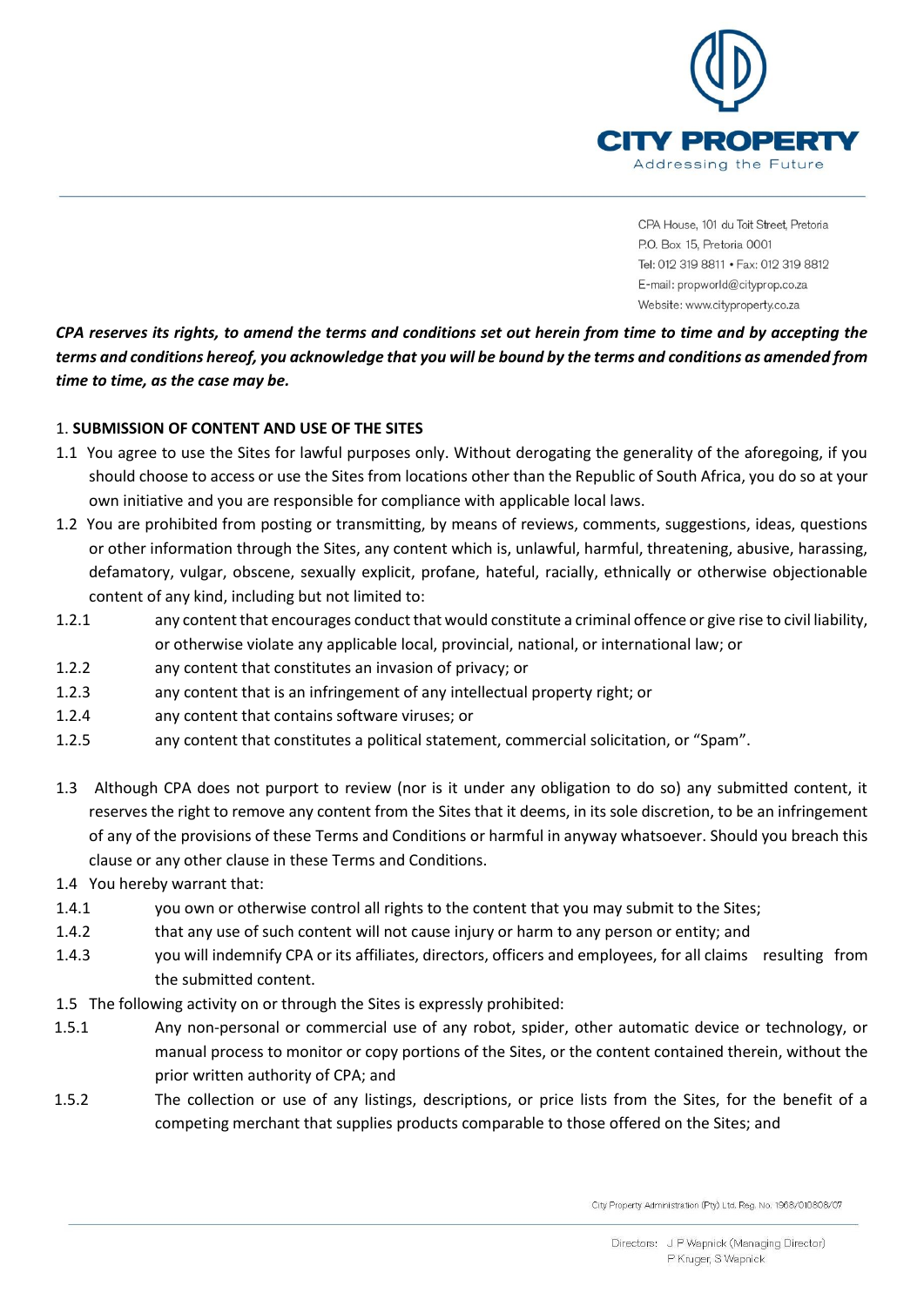CITY PROPERTY
Addressing the Future

CPA House, 101 du Toit Street, Pretoria
P.O. Box 15, Pretoria 0001
Tel: 012 319 8811 • Fax: 012 319 8812
E-mail: propworld@cityprop.co.za
Website: www.cityproperty.co.za

***CPA reserves its rights, to amend the terms and conditions set out herein from time to time and by accepting the terms and conditions hereof, you acknowledge that you will be bound by the terms and conditions as amended from time to time, as the case may be.***

1. **SUBMISSION OF CONTENT AND USE OF THE SITES**

1.1 You agree to use the Sites for lawful purposes only. Without derogating the generality of the aforegoing, if you should choose to access or use the Sites from locations other than the Republic of South Africa, you do so at your own initiative and you are responsible for compliance with applicable local laws.

1.2 You are prohibited from posting or transmitting, by means of reviews, comments, suggestions, ideas, questions or other information through the Sites, any content which is, unlawful, harmful, threatening, abusive, harassing, defamatory, vulgar, obscene, sexually explicit, profane, hateful, racially, ethnically or otherwise objectionable content of any kind, including but not limited to:

1.2.1 any content that encourages conduct that would constitute a criminal offence or give rise to civil liability, or otherwise violate any applicable local, provincial, national, or international law; or

1.2.2 any content that constitutes an invasion of privacy; or

1.2.3 any content that is an infringement of any intellectual property right; or

1.2.4 any content that contains software viruses; or

1.2.5 any content that constitutes a political statement, commercial solicitation, or "Spam".

1.3 Although CPA does not purport to review (nor is it under any obligation to do so) any submitted content, it reserves the right to remove any content from the Sites that it deems, in its sole discretion, to be an infringement of any of the provisions of these Terms and Conditions or harmful in anyway whatsoever. Should you breach this clause or any other clause in these Terms and Conditions.

1.4 You hereby warrant that:

1.4.1 you own or otherwise control all rights to the content that you may submit to the Sites;

1.4.2 that any use of such content will not cause injury or harm to any person or entity; and

1.4.3 you will indemnify CPA or its affiliates, directors, officers and employees, for all claims resulting from the submitted content.

1.5 The following activity on or through the Sites is expressly prohibited:

1.5.1 Any non-personal or commercial use of any robot, spider, other automatic device or technology, or manual process to monitor or copy portions of the Sites, or the content contained therein, without the prior written authority of CPA; and

1.5.2 The collection or use of any listings, descriptions, or price lists from the Sites, for the benefit of a competing merchant that supplies products comparable to those offered on the Sites; and

City Property Administration (Pty) Ltd. Reg. No. 1968/010808/07

Directors: J P Wapnick (Managing Director)
P Kruger, S Wapnick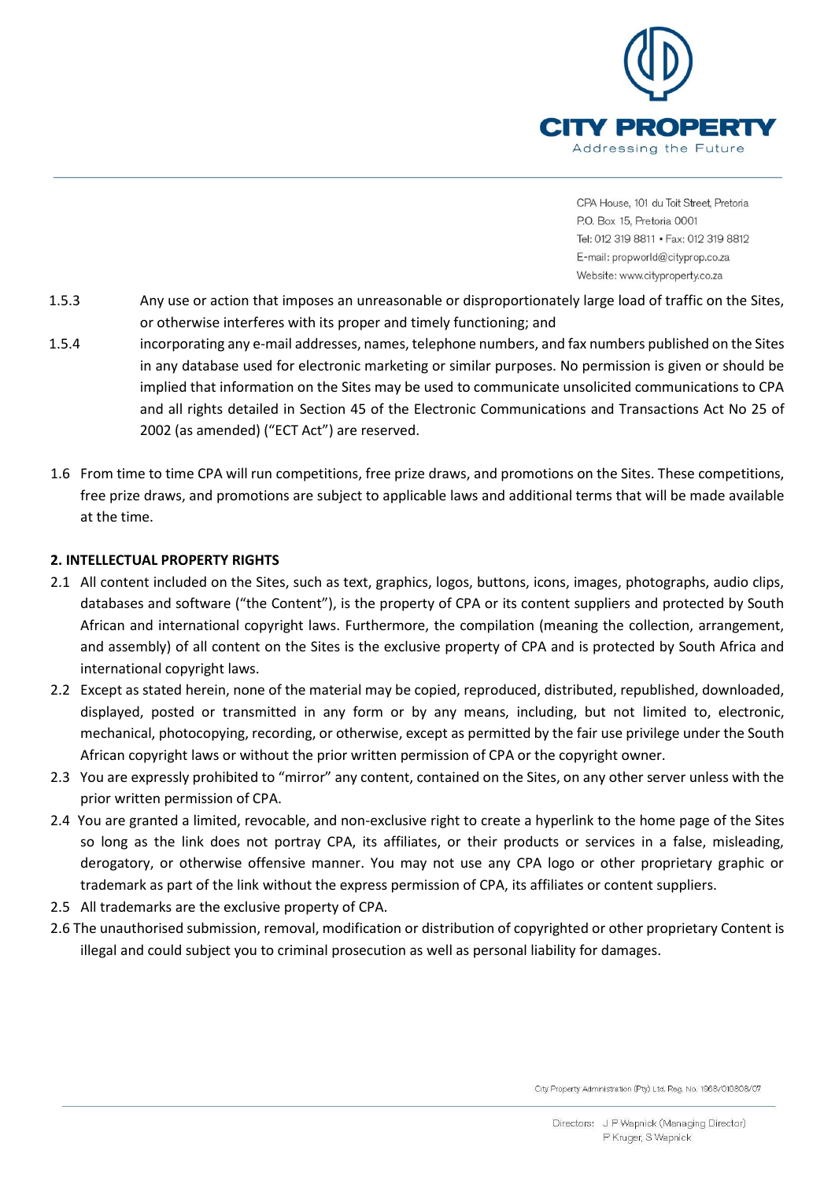1.5.3 Any use or action that imposes an unreasonable or disproportionately large load of traffic on the Sites, or otherwise interferes with its proper and timely functioning; and

1.5.4 incorporating any e-mail addresses, names, telephone numbers, and fax numbers published on the Sites in any database used for electronic marketing or similar purposes. No permission is given or should be implied that information on the Sites may be used to communicate unsolicited communications to CPA and all rights detailed in Section 45 of the Electronic Communications and Transactions Act No 25 of 2002 (as amended) ("ECT Act") are reserved.

1.6 From time to time CPA will run competitions, free prize draws, and promotions on the Sites. These competitions, free prize draws, and promotions are subject to applicable laws and additional terms that will be made available at the time.

**2. INTELLECTUAL PROPERTY RIGHTS**

2.1 All content included on the Sites, such as text, graphics, logos, buttons, icons, images, photographs, audio clips, databases and software ("the Content"), is the property of CPA or its content suppliers and protected by South African and international copyright laws. Furthermore, the compilation (meaning the collection, arrangement, and assembly) of all content on the Sites is the exclusive property of CPA and is protected by South Africa and international copyright laws.

2.2 Except as stated herein, none of the material may be copied, reproduced, distributed, republished, downloaded, displayed, posted or transmitted in any form or by any means, including, but not limited to, electronic, mechanical, photocopying, recording, or otherwise, except as permitted by the fair use privilege under the South African copyright laws or without the prior written permission of CPA or the copyright owner.

2.3 You are expressly prohibited to "mirror" any content, contained on the Sites, on any other server unless with the prior written permission of CPA.

2.4 You are granted a limited, revocable, and non-exclusive right to create a hyperlink to the home page of the Sites so long as the link does not portray CPA, its affiliates, or their products or services in a false, misleading, derogatory, or otherwise offensive manner. You may not use any CPA logo or other proprietary graphic or trademark as part of the link without the express permission of CPA, its affiliates or content suppliers.

2.5 All trademarks are the exclusive property of CPA.

2.6 The unauthorised submission, removal, modification or distribution of copyrighted or other proprietary Content is illegal and could subject you to criminal prosecution as well as personal liability for damages.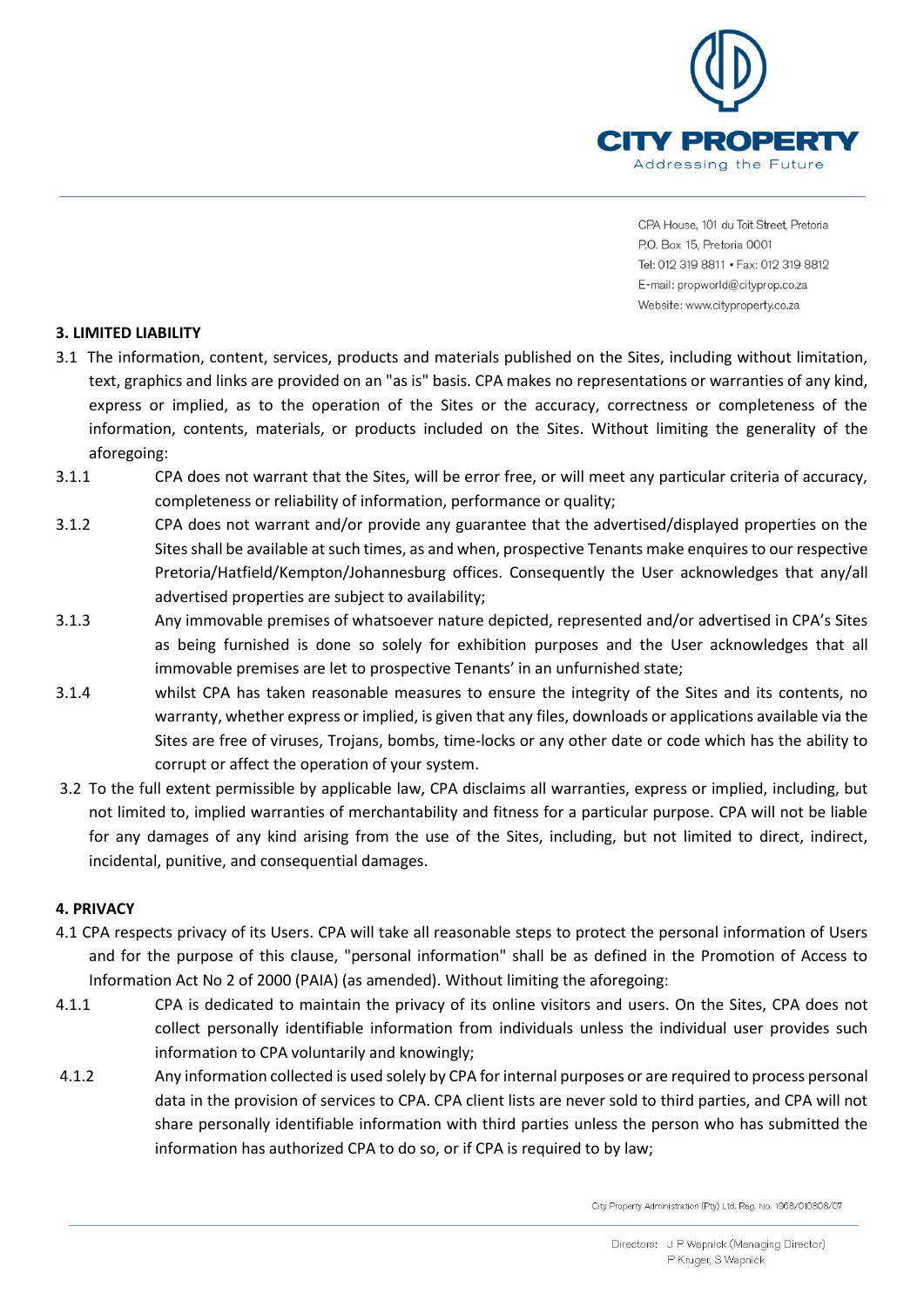## 3. LIMITED LIABILITY

3.1 The information, content, services, products and materials published on the Sites, including without limitation, text, graphics and links are provided on an "as is" basis. CPA makes no representations or warranties of any kind, express or implied, as to the operation of the Sites or the accuracy, correctness or completeness of the information, contents, materials, or products included on the Sites. Without limiting the generality of the aforegoing:

3.1.1 CPA does not warrant that the Sites, will be error free, or will meet any particular criteria of accuracy, completeness or reliability of information, performance or quality;

3.1.2 CPA does not warrant and/or provide any guarantee that the advertised/displayed properties on the Sites shall be available at such times, as and when, prospective Tenants make enquires to our respective Pretoria/Hatfield/Kempton/Johannesburg offices. Consequently the User acknowledges that any/all advertised properties are subject to availability;

3.1.3 Any immovable premises of whatsoever nature depicted, represented and/or advertised in CPA's Sites as being furnished is done so solely for exhibition purposes and the User acknowledges that all immovable premises are let to prospective Tenants' in an unfurnished state;

3.1.4 whilst CPA has taken reasonable measures to ensure the integrity of the Sites and its contents, no warranty, whether express or implied, is given that any files, downloads or applications available via the Sites are free of viruses, Trojans, bombs, time-locks or any other date or code which has the ability to corrupt or affect the operation of your system.

3.2 To the full extent permissible by applicable law, CPA disclaims all warranties, express or implied, including, but not limited to, implied warranties of merchantability and fitness for a particular purpose. CPA will not be liable for any damages of any kind arising from the use of the Sites, including, but not limited to, direct, indirect, incidental, punitive, and consequential damages.

## 4. PRIVACY

4.1 CPA respects privacy of its Users. CPA will take all reasonable steps to protect the personal information of Users and for the purpose of this clause, "personal information" shall be as defined in the Promotion of Access to Information Act No 2 of 2000 (PAIA) (as amended). Without limiting the aforegoing:

4.1.1 CPA is dedicated to maintain the privacy of its online visitors and users. On the Sites, CPA does not collect personally identifiable information from individuals unless the individual user provides such information to CPA voluntarily and knowingly;

4.1.2 Any information collected is used solely by CPA for internal purposes or are required to process personal data in the provision of services to CPA. CPA client lists are never sold to third parties, and CPA will not share personally identifiable information with third parties unless the person who has submitted the information has authorized CPA to do so, or if CPA is required to by law;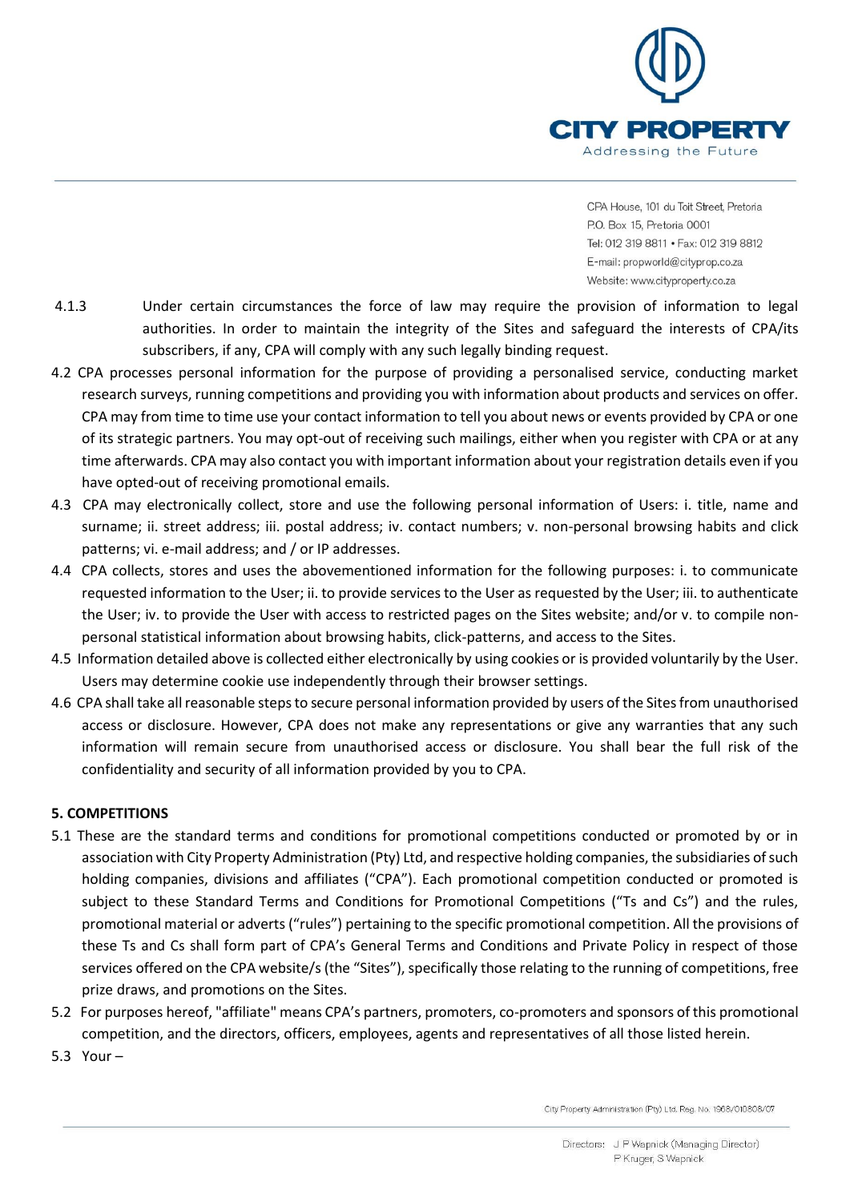4.1.3 Under certain circumstances the force of law may require the provision of information to legal authorities. In order to maintain the integrity of the Sites and safeguard the interests of CPA/its subscribers, if any, CPA will comply with any such legally binding request.

4.2 CPA processes personal information for the purpose of providing a personalised service, conducting market research surveys, running competitions and providing you with information about products and services on offer. CPA may from time to time use your contact information to tell you about news or events provided by CPA or one of its strategic partners. You may opt-out of receiving such mailings, either when you register with CPA or at any time afterwards. CPA may also contact you with important information about your registration details even if you have opted-out of receiving promotional emails.

4.3 CPA may electronically collect, store and use the following personal information of Users: i. title, name and surname; ii. street address; iii. postal address; iv. contact numbers; v. non-personal browsing habits and click patterns; vi. e-mail address; and / or IP addresses.

4.4 CPA collects, stores and uses the abovementioned information for the following purposes: i. to communicate requested information to the User; ii. to provide services to the User as requested by the User; iii. to authenticate the User; iv. to provide the User with access to restricted pages on the Sites website; and/or v. to compile non-personal statistical information about browsing habits, click-patterns, and access to the Sites.

4.5 Information detailed above is collected either electronically by using cookies or is provided voluntarily by the User. Users may determine cookie use independently through their browser settings.

4.6 CPA shall take all reasonable steps to secure personal information provided by users of the Sites from unauthorised access or disclosure. However, CPA does not make any representations or give any warranties that any such information will remain secure from unauthorised access or disclosure. You shall bear the full risk of the confidentiality and security of all information provided by you to CPA.

**5. COMPETITIONS**

5.1 These are the standard terms and conditions for promotional competitions conducted or promoted by or in association with City Property Administration (Pty) Ltd, and respective holding companies, the subsidiaries of such holding companies, divisions and affiliates ("CPA"). Each promotional competition conducted or promoted is subject to these Standard Terms and Conditions for Promotional Competitions ("Ts and Cs") and the rules, promotional material or adverts ("rules") pertaining to the specific promotional competition. All the provisions of these Ts and Cs shall form part of CPA's General Terms and Conditions and Private Policy in respect of those services offered on the CPA website/s (the "Sites"), specifically those relating to the running of competitions, free prize draws, and promotions on the Sites.

5.2 For purposes hereof, "affiliate" means CPA's partners, promoters, co-promoters and sponsors of this promotional competition, and the directors, officers, employees, agents and representatives of all those listed herein.

5.3 Your –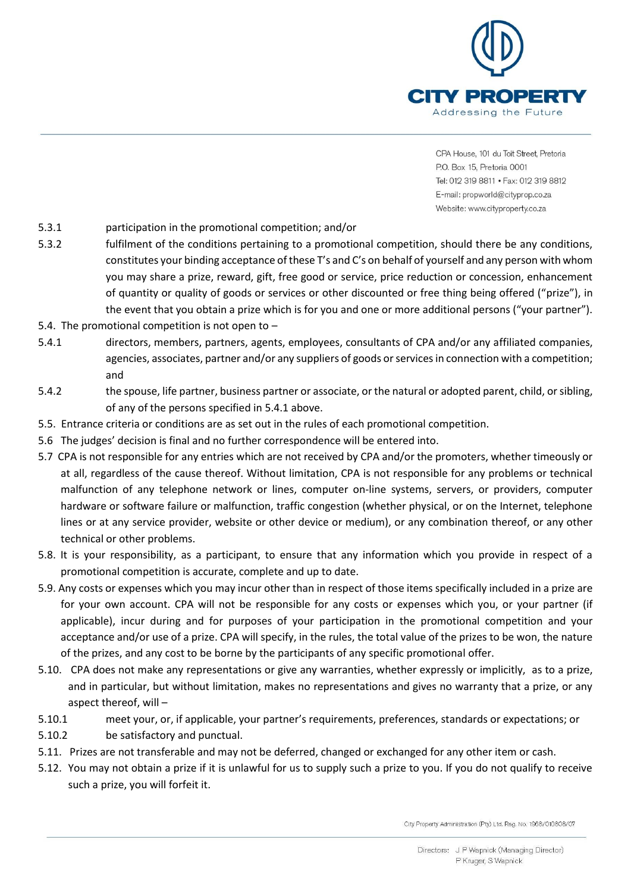5.3.1 participation in the promotional competition; and/or

5.3.2 fulfilment of the conditions pertaining to a promotional competition, should there be any conditions, constitutes your binding acceptance of these T's and C's on behalf of yourself and any person with whom you may share a prize, reward, gift, free good or service, price reduction or concession, enhancement of quantity or quality of goods or services or other discounted or free thing being offered ("prize"), in the event that you obtain a prize which is for you and one or more additional persons ("your partner").

5.4. The promotional competition is not open to –

5.4.1 directors, members, partners, agents, employees, consultants of CPA and/or any affiliated companies, agencies, associates, partner and/or any suppliers of goods or services in connection with a competition; and

5.4.2 the spouse, life partner, business partner or associate, or the natural or adopted parent, child, or sibling, of any of the persons specified in 5.4.1 above.

5.5. Entrance criteria or conditions are as set out in the rules of each promotional competition.

5.6 The judges' decision is final and no further correspondence will be entered into.

5.7 CPA is not responsible for any entries which are not received by CPA and/or the promoters, whether timeously or at all, regardless of the cause thereof. Without limitation, CPA is not responsible for any problems or technical malfunction of any telephone network or lines, computer on-line systems, servers, or providers, computer hardware or software failure or malfunction, traffic congestion (whether physical, or on the Internet, telephone lines or at any service provider, website or other device or medium), or any combination thereof, or any other technical or other problems.

5.8. It is your responsibility, as a participant, to ensure that any information which you provide in respect of a promotional competition is accurate, complete and up to date.

5.9. Any costs or expenses which you may incur other than in respect of those items specifically included in a prize are for your own account. CPA will not be responsible for any costs or expenses which you, or your partner (if applicable), incur during and for purposes of your participation in the promotional competition and your acceptance and/or use of a prize. CPA will specify, in the rules, the total value of the prizes to be won, the nature of the prizes, and any cost to be borne by the participants of any specific promotional offer.

5.10. CPA does not make any representations or give any warranties, whether expressly or implicitly, as to a prize, and in particular, but without limitation, makes no representations and gives no warranty that a prize, or any aspect thereof, will –

5.10.1 meet your, or, if applicable, your partner's requirements, preferences, standards or expectations; or

5.10.2 be satisfactory and punctual.

5.11. Prizes are not transferable and may not be deferred, changed or exchanged for any other item or cash.

5.12. You may not obtain a prize if it is unlawful for us to supply such a prize to you. If you do not qualify to receive such a prize, you will forfeit it.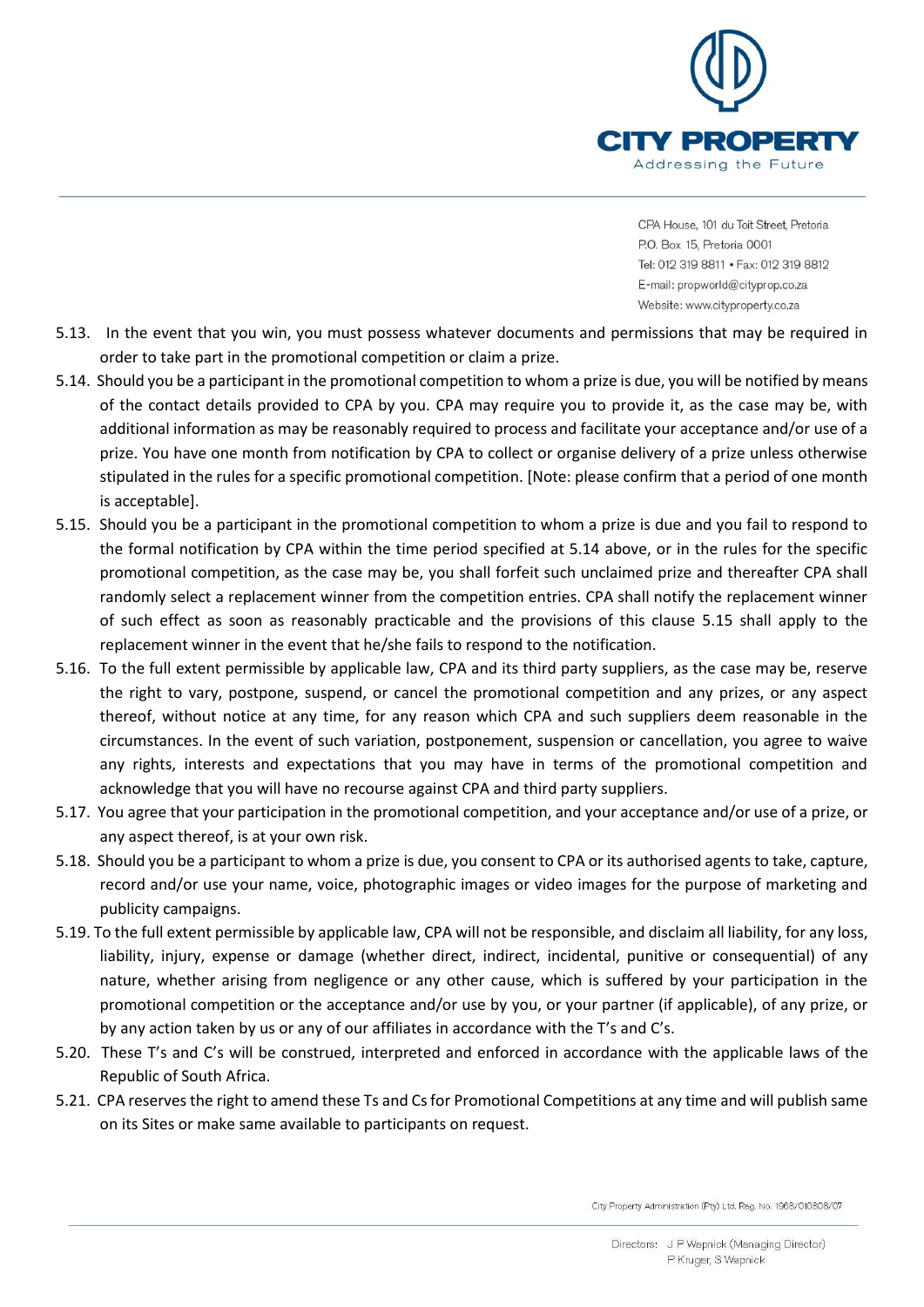5.13. In the event that you win, you must possess whatever documents and permissions that may be required in order to take part in the promotional competition or claim a prize.

5.14. Should you be a participant in the promotional competition to whom a prize is due, you will be notified by means of the contact details provided to CPA by you. CPA may require you to provide it, as the case may be, with additional information as may be reasonably required to process and facilitate your acceptance and/or use of a prize. You have one month from notification by CPA to collect or organise delivery of a prize unless otherwise stipulated in the rules for a specific promotional competition. [Note: please confirm that a period of one month is acceptable].

5.15. Should you be a participant in the promotional competition to whom a prize is due and you fail to respond to the formal notification by CPA within the time period specified at 5.14 above, or in the rules for the specific promotional competition, as the case may be, you shall forfeit such unclaimed prize and thereafter CPA shall randomly select a replacement winner from the competition entries. CPA shall notify the replacement winner of such effect as soon as reasonably practicable and the provisions of this clause 5.15 shall apply to the replacement winner in the event that he/she fails to respond to the notification.

5.16. To the full extent permissible by applicable law, CPA and its third party suppliers, as the case may be, reserve the right to vary, postpone, suspend, or cancel the promotional competition and any prizes, or any aspect thereof, without notice at any time, for any reason which CPA and such suppliers deem reasonable in the circumstances. In the event of such variation, postponement, suspension or cancellation, you agree to waive any rights, interests and expectations that you may have in terms of the promotional competition and acknowledge that you will have no recourse against CPA and third party suppliers.

5.17. You agree that your participation in the promotional competition, and your acceptance and/or use of a prize, or any aspect thereof, is at your own risk.

5.18. Should you be a participant to whom a prize is due, you consent to CPA or its authorised agents to take, capture, record and/or use your name, voice, photographic images or video images for the purpose of marketing and publicity campaigns.

5.19. To the full extent permissible by applicable law, CPA will not be responsible, and disclaim all liability, for any loss, liability, injury, expense or damage (whether direct, indirect, incidental, punitive or consequential) of any nature, whether arising from negligence or any other cause, which is suffered by your participation in the promotional competition or the acceptance and/or use by you, or your partner (if applicable), of any prize, or by any action taken by us or any of our affiliates in accordance with the T's and C's.

5.20. These T's and C's will be construed, interpreted and enforced in accordance with the applicable laws of the Republic of South Africa.

5.21. CPA reserves the right to amend these Ts and Cs for Promotional Competitions at any time and will publish same on its Sites or make same available to participants on request.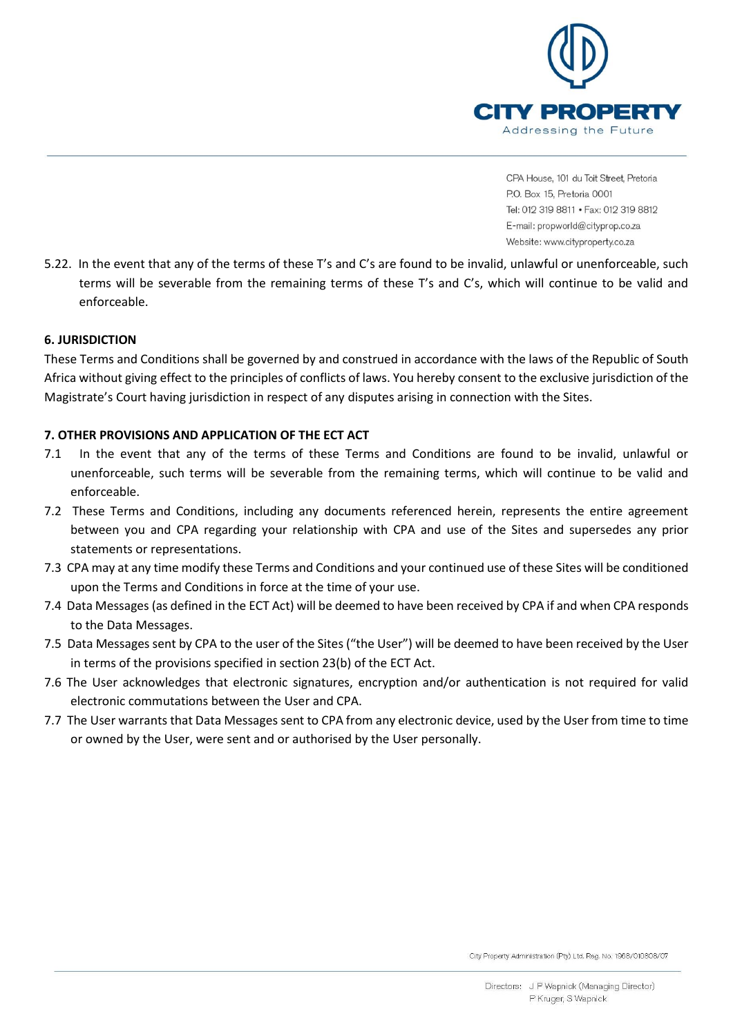5.22. In the event that any of the terms of these T's and C's are found to be invalid, unlawful or unenforceable, such terms will be severable from the remaining terms of these T's and C's, which will continue to be valid and enforceable.

**6. JURISDICTION**

These Terms and Conditions shall be governed by and construed in accordance with the laws of the Republic of South Africa without giving effect to the principles of conflicts of laws. You hereby consent to the exclusive jurisdiction of the Magistrate's Court having jurisdiction in respect of any disputes arising in connection with the Sites.

**7. OTHER PROVISIONS AND APPLICATION OF THE ECT ACT**

7.1 In the event that any of the terms of these Terms and Conditions are found to be invalid, unlawful or unenforceable, such terms will be severable from the remaining terms, which will continue to be valid and enforceable.

7.2 These Terms and Conditions, including any documents referenced herein, represents the entire agreement between you and CPA regarding your relationship with CPA and use of the Sites and supersedes any prior statements or representations.

7.3 CPA may at any time modify these Terms and Conditions and your continued use of these Sites will be conditioned upon the Terms and Conditions in force at the time of your use.

7.4 Data Messages (as defined in the ECT Act) will be deemed to have been received by CPA if and when CPA responds to the Data Messages.

7.5 Data Messages sent by CPA to the user of the Sites ("the User") will be deemed to have been received by the User in terms of the provisions specified in section 23(b) of the ECT Act.

7.6 The User acknowledges that electronic signatures, encryption and/or authentication is not required for valid electronic commutations between the User and CPA.

7.7 The User warrants that Data Messages sent to CPA from any electronic device, used by the User from time to time or owned by the User, were sent and or authorised by the User personally.